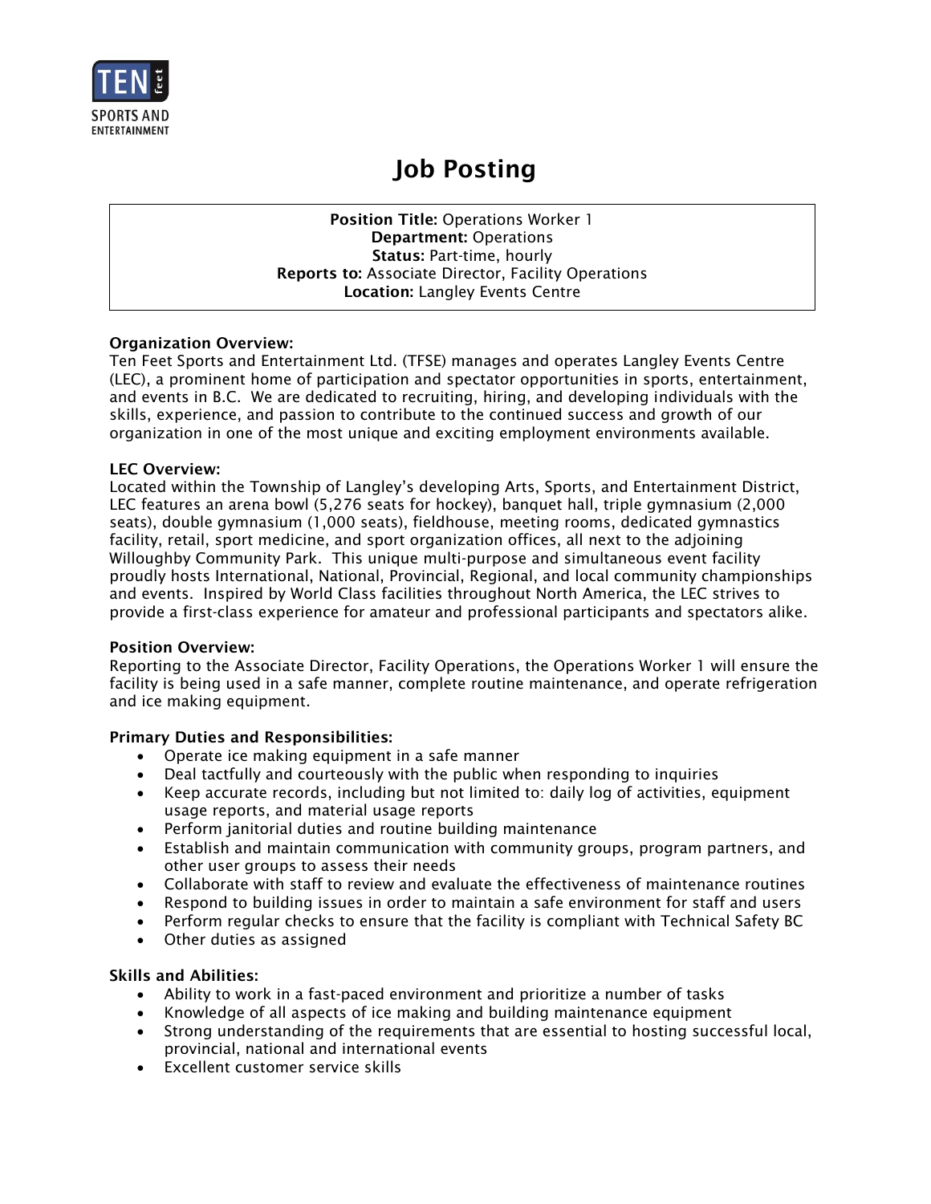TEN feet
SPORTS AND
ENTERTAINMENT

# Job Posting

**Position Title:** Operations Worker 1
**Department:** Operations
**Status:** Part-time, hourly
**Reports to:** Associate Director, Facility Operations
**Location:** Langley Events Centre

**Organization Overview:**
Ten Feet Sports and Entertainment Ltd. (TFSE) manages and operates Langley Events Centre (LEC), a prominent home of participation and spectator opportunities in sports, entertainment, and events in B.C. We are dedicated to recruiting, hiring, and developing individuals with the skills, experience, and passion to contribute to the continued success and growth of our organization in one of the most unique and exciting employment environments available.

**LEC Overview:**
Located within the Township of Langley's developing Arts, Sports, and Entertainment District, LEC features an arena bowl (5,276 seats for hockey), banquet hall, triple gymnasium (2,000 seats), double gymnasium (1,000 seats), fieldhouse, meeting rooms, dedicated gymnastics facility, retail, sport medicine, and sport organization offices, all next to the adjoining Willoughby Community Park. This unique multi-purpose and simultaneous event facility proudly hosts International, National, Provincial, Regional, and local community championships and events. Inspired by World Class facilities throughout North America, the LEC strives to provide a first-class experience for amateur and professional participants and spectators alike.

**Position Overview:**
Reporting to the Associate Director, Facility Operations, the Operations Worker 1 will ensure the facility is being used in a safe manner, complete routine maintenance, and operate refrigeration and ice making equipment.

**Primary Duties and Responsibilities:**

- Operate ice making equipment in a safe manner
- Deal tactfully and courteously with the public when responding to inquiries
- Keep accurate records, including but not limited to: daily log of activities, equipment usage reports, and material usage reports
- Perform janitorial duties and routine building maintenance
- Establish and maintain communication with community groups, program partners, and other user groups to assess their needs
- Collaborate with staff to review and evaluate the effectiveness of maintenance routines
- Respond to building issues in order to maintain a safe environment for staff and users
- Perform regular checks to ensure that the facility is compliant with Technical Safety BC
- Other duties as assigned

**Skills and Abilities:**

- Ability to work in a fast-paced environment and prioritize a number of tasks
- Knowledge of all aspects of ice making and building maintenance equipment
- Strong understanding of the requirements that are essential to hosting successful local, provincial, national and international events
- Excellent customer service skills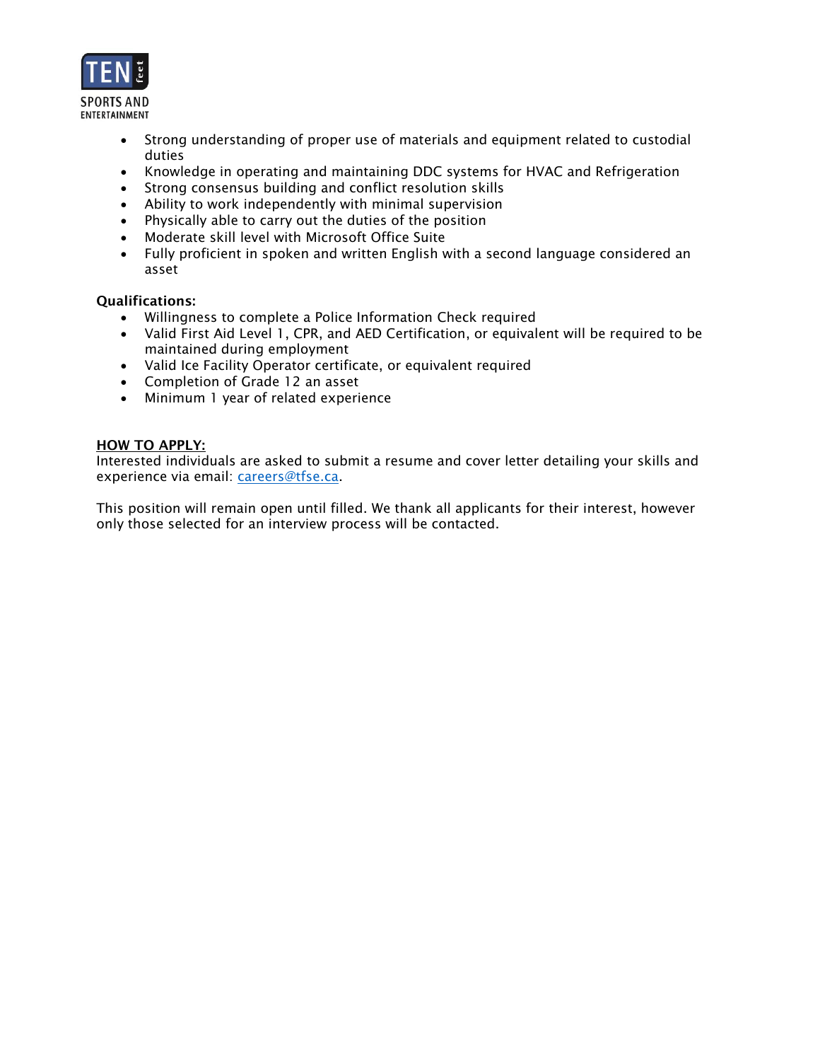- Strong understanding of proper use of materials and equipment related to custodial duties
- Knowledge in operating and maintaining DDC systems for HVAC and Refrigeration
- Strong consensus building and conflict resolution skills
- Ability to work independently with minimal supervision
- Physically able to carry out the duties of the position
- Moderate skill level with Microsoft Office Suite
- Fully proficient in spoken and written English with a second language considered an asset

**Qualifications:**

- Willingness to complete a Police Information Check required
- Valid First Aid Level 1, CPR, and AED Certification, or equivalent will be required to be maintained during employment
- Valid Ice Facility Operator certificate, or equivalent required
- Completion of Grade 12 an asset
- Minimum 1 year of related experience

**HOW TO APPLY:**

Interested individuals are asked to submit a resume and cover letter detailing your skills and experience via email: careers@tfse.ca.

This position will remain open until filled. We thank all applicants for their interest, however only those selected for an interview process will be contacted.